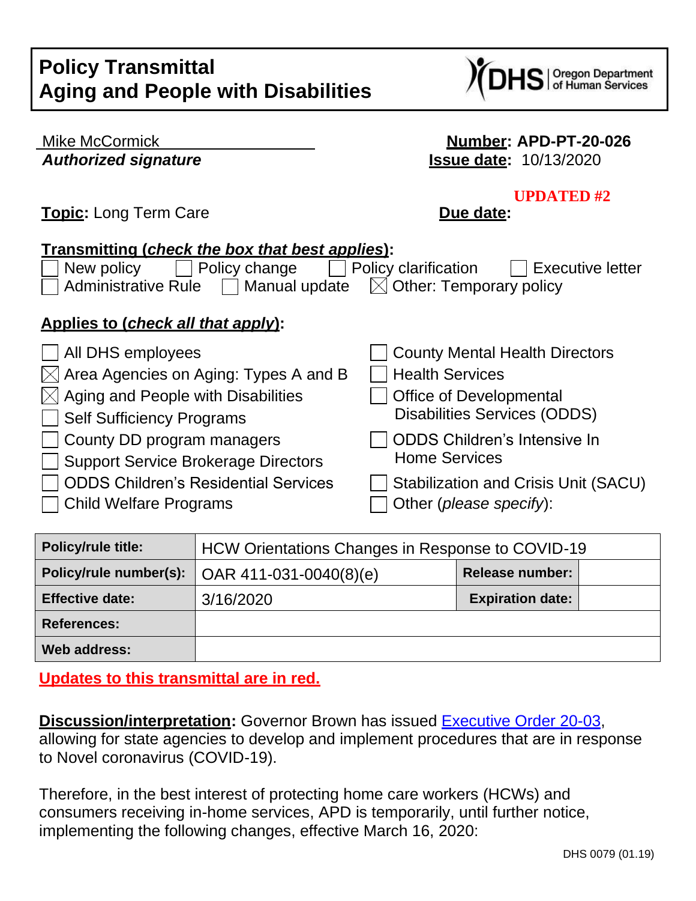# Policy Transmittal
# Aging and People with Disabilities

Mike McCormick
***Authorized signature***

**Number: APD-PT-20-026**
**Issue date:** 10/13/2020

**UPDATED #2**

**Topic:** Long Term Care

**Due date:**

**Transmitting (*check the box that best applies*):**

☐ New policy ☐ Policy change ☐ Policy clarification ☐ Executive letter
☐ Administrative Rule ☐ Manual update ☒ Other: Temporary policy

**Applies to (*check all that apply*):**

☐ All DHS employees
☒ Area Agencies on Aging: Types A and B
☒ Aging and People with Disabilities
☐ Self Sufficiency Programs
☐ County DD program managers
☐ Support Service Brokerage Directors
☐ ODDS Children's Residential Services
☐ Child Welfare Programs
☐ County Mental Health Directors
☐ Health Services
☐ Office of Developmental Disabilities Services (ODDS)
☐ ODDS Children's Intensive In Home Services
☐ Stabilization and Crisis Unit (SACU)
☐ Other (*please specify*):

| **Policy/rule title:** | HCW Orientations Changes in Response to COVID-19 | | |
|---|---|---|---|
| **Policy/rule number(s):** | OAR 411-031-0040(8)(e) | **Release number:** | |
| **Effective date:** | 3/16/2020 | **Expiration date:** | |
| **References:** | | | |
| **Web address:** | | | |

**Updates to this transmittal are in red.**

**Discussion/interpretation:** Governor Brown has issued Executive Order 20-03, allowing for state agencies to develop and implement procedures that are in response to Novel coronavirus (COVID-19).

Therefore, in the best interest of protecting home care workers (HCWs) and consumers receiving in-home services, APD is temporarily, until further notice, implementing the following changes, effective March 16, 2020: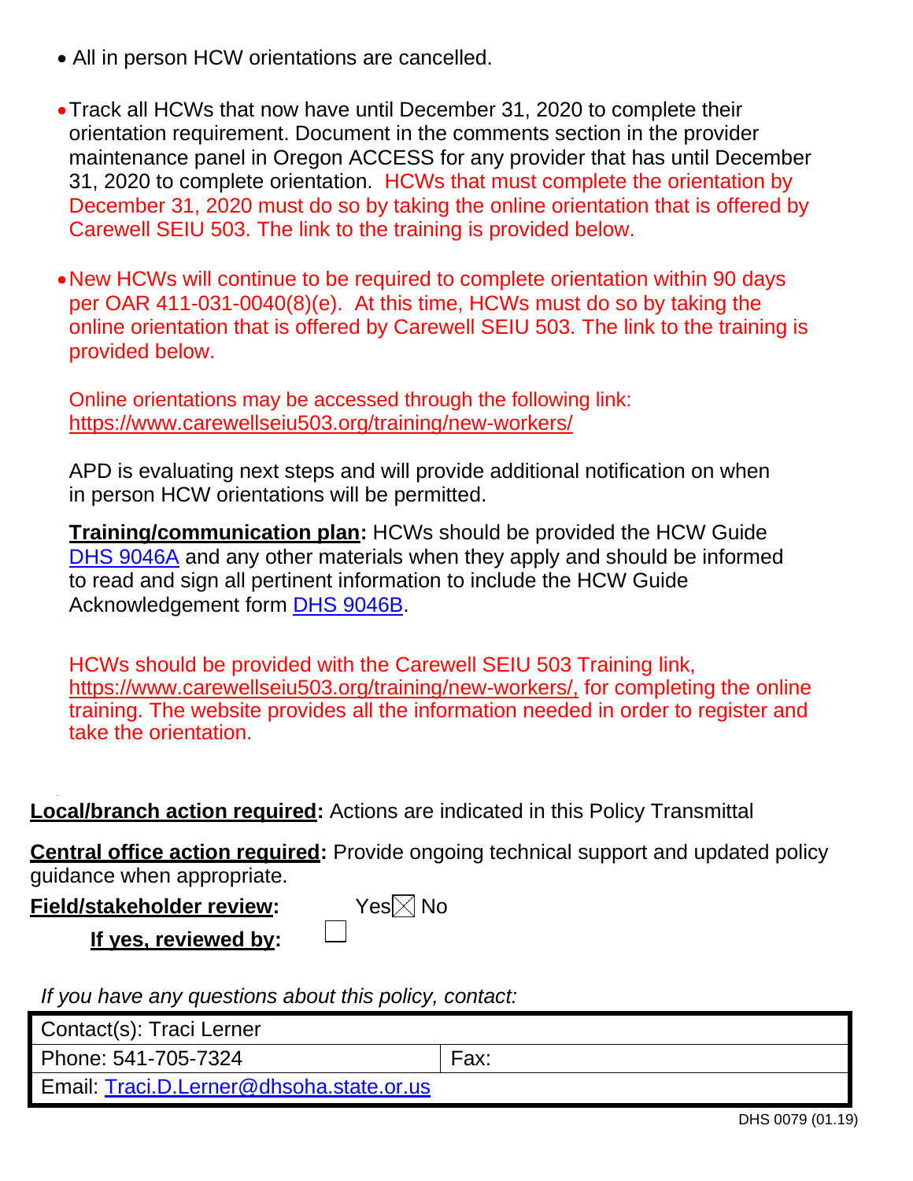- All in person HCW orientations are cancelled.
- Track all HCWs that now have until December 31, 2020 to complete their orientation requirement. Document in the comments section in the provider maintenance panel in Oregon ACCESS for any provider that has until December 31, 2020 to complete orientation. HCWs that must complete the orientation by December 31, 2020 must do so by taking the online orientation that is offered by Carewell SEIU 503. The link to the training is provided below.
- New HCWs will continue to be required to complete orientation within 90 days per OAR 411-031-0040(8)(e). At this time, HCWs must do so by taking the online orientation that is offered by Carewell SEIU 503. The link to the training is provided below.

  Online orientations may be accessed through the following link: https://www.carewellseiu503.org/training/new-workers/

  APD is evaluating next steps and will provide additional notification on when in person HCW orientations will be permitted.

  **Training/communication plan:** HCWs should be provided the HCW Guide DHS 9046A and any other materials when they apply and should be informed to read and sign all pertinent information to include the HCW Guide Acknowledgement form DHS 9046B.

  HCWs should be provided with the Carewell SEIU 503 Training link, https://www.carewellseiu503.org/training/new-workers/, for completing the online training. The website provides all the information needed in order to register and take the orientation.

**Local/branch action required:** Actions are indicated in this Policy Transmittal

**Central office action required:** Provide ongoing technical support and updated policy guidance when appropriate.

**Field/stakeholder review:** ☐ Yes ☒ No

**If yes, reviewed by:** ☐

*If you have any questions about this policy, contact:*

| | |
|---|---|
| Contact(s): Traci Lerner | |
| Phone: 541-705-7324 | Fax: |
| Email: Traci.D.Lerner@dhsoha.state.or.us | |

DHS 0079 (01.19)